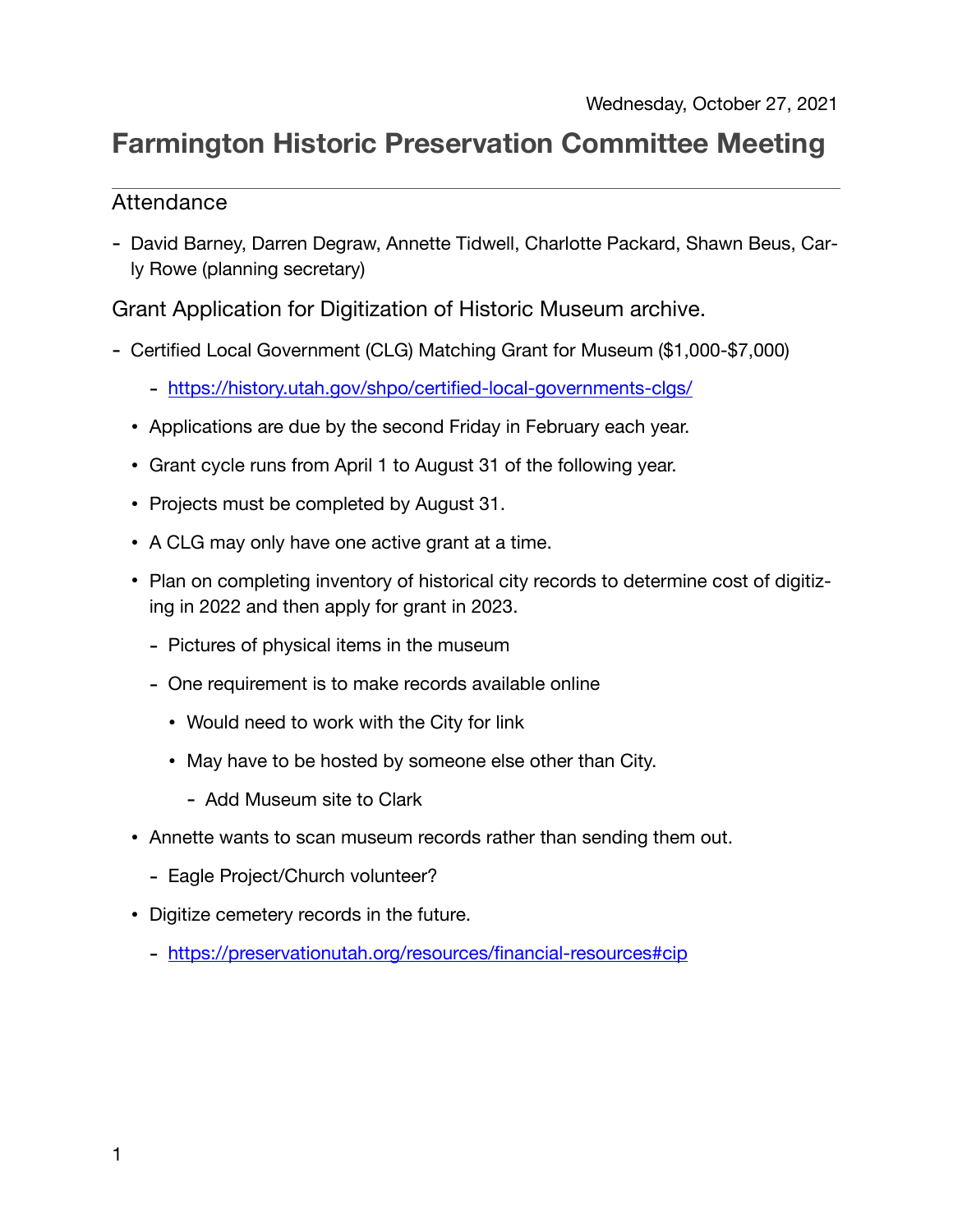Wednesday, October 27, 2021

# Farmington Historic Preservation Committee Meeting

## Attendance

- David Barney, Darren Degraw, Annette Tidwell, Charlotte Packard, Shawn Beus, Carly Rowe (planning secretary)

## Grant Application for Digitization of Historic Museum archive.

- Certified Local Government (CLG) Matching Grant for Museum ($1,000-$7,000)
  - https://history.utah.gov/shpo/certified-local-governments-clgs/
  - Applications are due by the second Friday in February each year.
  - Grant cycle runs from April 1 to August 31 of the following year.
  - Projects must be completed by August 31.
  - A CLG may only have one active grant at a time.
  - Plan on completing inventory of historical city records to determine cost of digitizing in 2022 and then apply for grant in 2023.
    - Pictures of physical items in the museum
    - One requirement is to make records available online
      - Would need to work with the City for link
      - May have to be hosted by someone else other than City.
        - Add Museum site to Clark
  - Annette wants to scan museum records rather than sending them out.
    - Eagle Project/Church volunteer?
  - Digitize cemetery records in the future.
    - https://preservationutah.org/resources/financial-resources#cip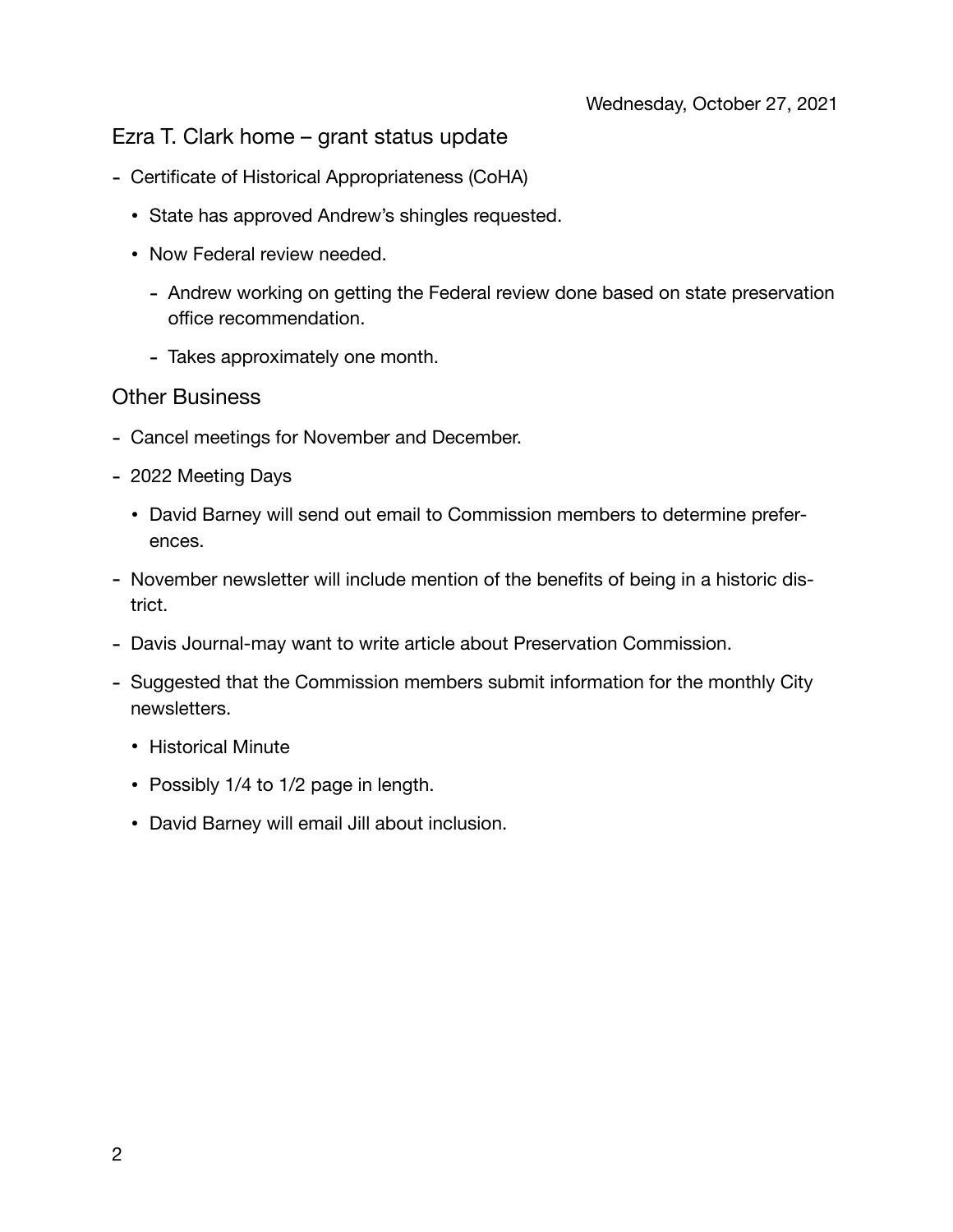Wednesday, October 27, 2021

## Ezra T. Clark home – grant status update

- Certificate of Historical Appropriateness (CoHA)
  - State has approved Andrew's shingles requested.
  - Now Federal review needed.
    - Andrew working on getting the Federal review done based on state preservation office recommendation.
    - Takes approximately one month.

## Other Business

- Cancel meetings for November and December.
- 2022 Meeting Days
  - David Barney will send out email to Commission members to determine preferences.
- November newsletter will include mention of the benefits of being in a historic district.
- Davis Journal-may want to write article about Preservation Commission.
- Suggested that the Commission members submit information for the monthly City newsletters.
  - Historical Minute
  - Possibly 1/4 to 1/2 page in length.
  - David Barney will email Jill about inclusion.